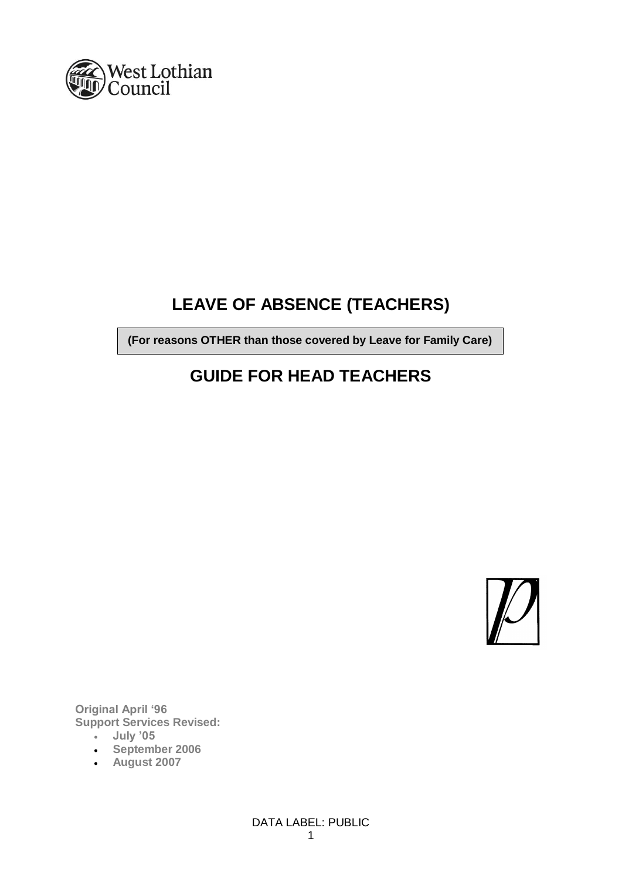West Lothian Council

# LEAVE OF ABSENCE (TEACHERS)

**(For reasons OTHER than those covered by Leave for Family Care)**

# GUIDE FOR HEAD TEACHERS

**Original April '96**
**Support Services Revised:**

- **July '05**
- **September 2006**
- **August 2007**

DATA LABEL: PUBLIC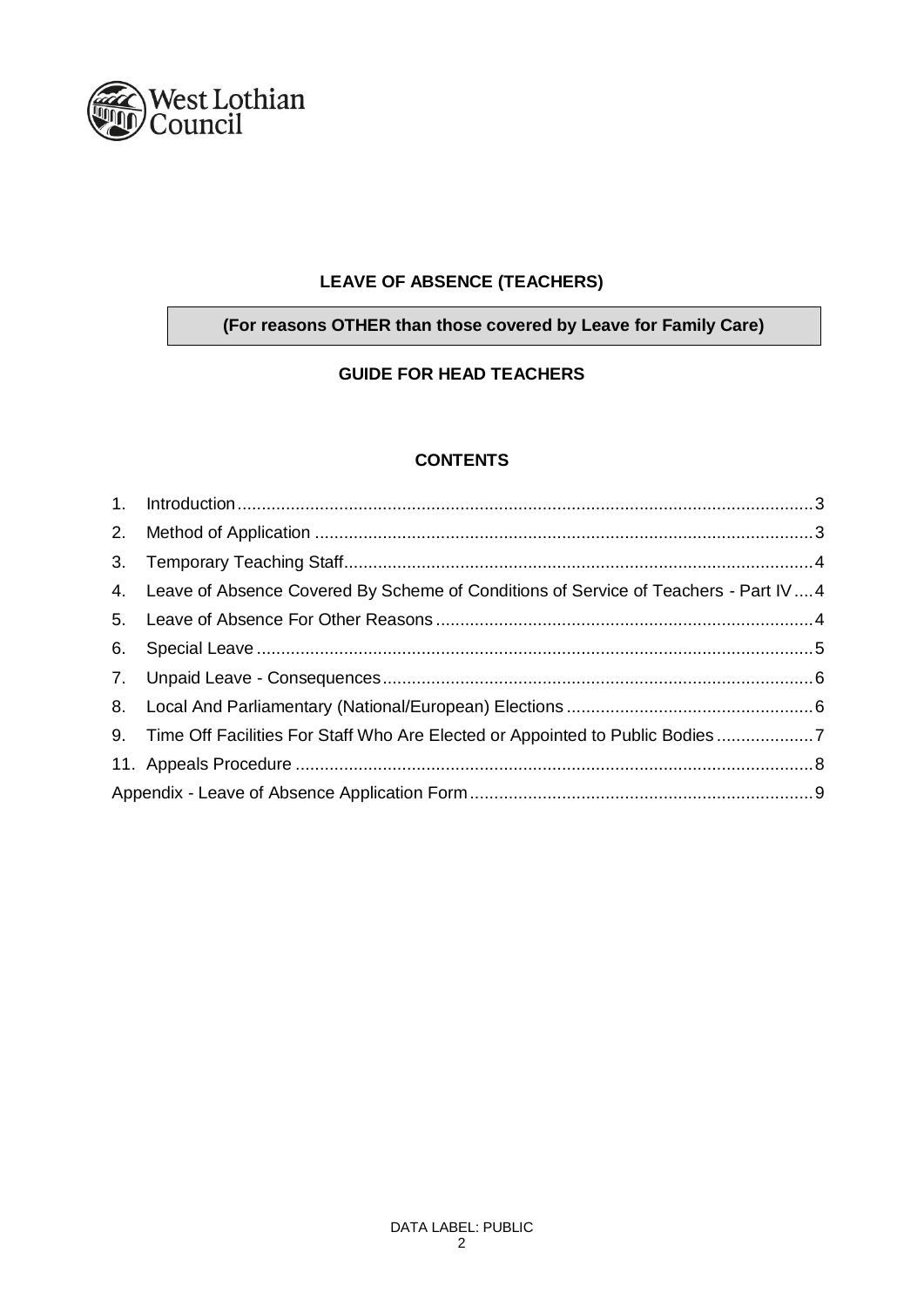West Lothian Council

**LEAVE OF ABSENCE (TEACHERS)**

**(For reasons OTHER than those covered by Leave for Family Care)**

**GUIDE FOR HEAD TEACHERS**

**CONTENTS**

1. Introduction ... 3
2. Method of Application ... 3
3. Temporary Teaching Staff ... 4
4. Leave of Absence Covered By Scheme of Conditions of Service of Teachers - Part IV ... 4
5. Leave of Absence For Other Reasons ... 4
6. Special Leave ... 5
7. Unpaid Leave - Consequences ... 6
8. Local And Parliamentary (National/European) Elections ... 6
9. Time Off Facilities For Staff Who Are Elected or Appointed to Public Bodies ... 7
11. Appeals Procedure ... 8

Appendix - Leave of Absence Application Form ... 9

DATA LABEL: PUBLIC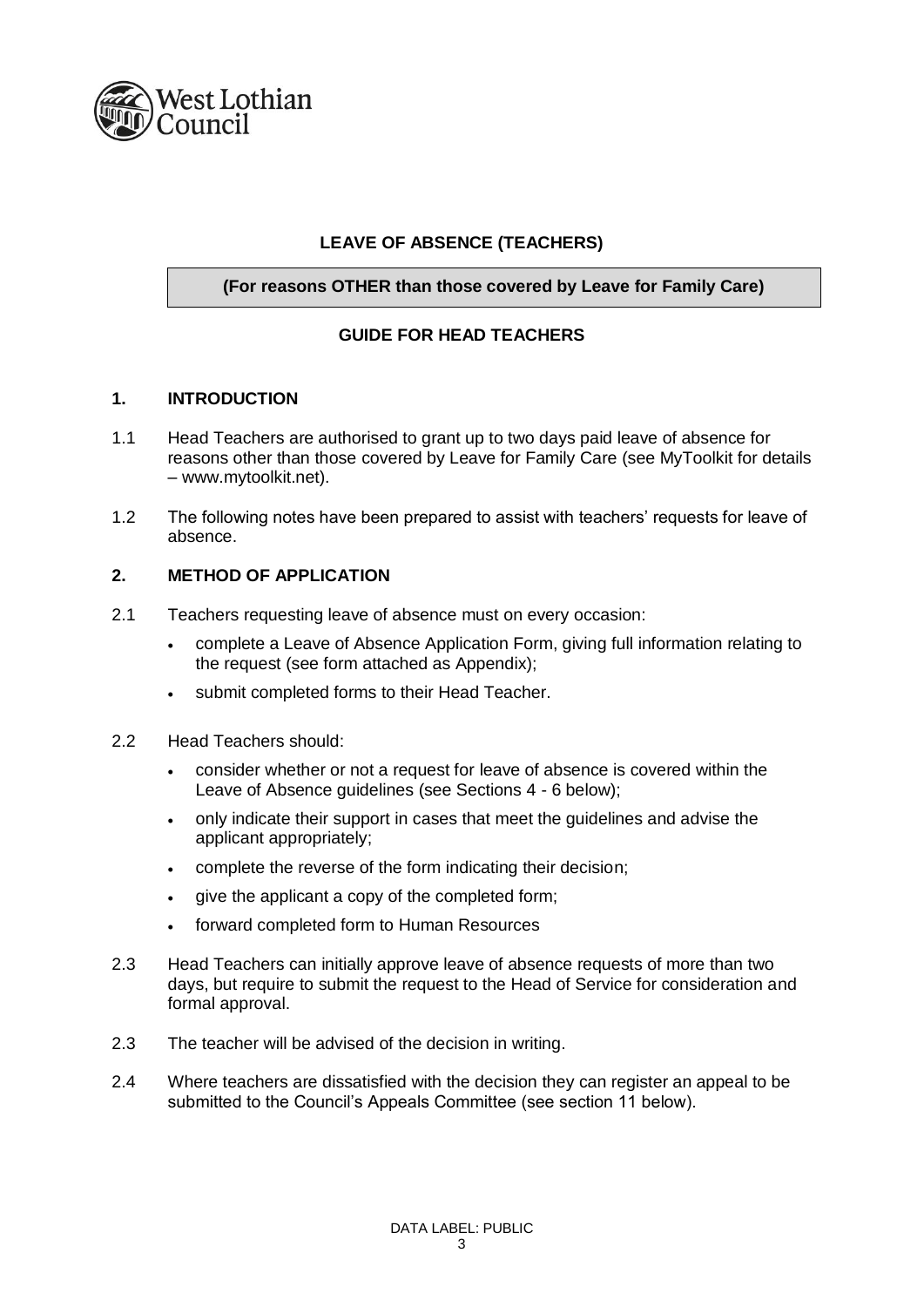# LEAVE OF ABSENCE (TEACHERS)

**(For reasons OTHER than those covered by Leave for Family Care)**

## GUIDE FOR HEAD TEACHERS

### 1. INTRODUCTION

1.1 Head Teachers are authorised to grant up to two days paid leave of absence for reasons other than those covered by Leave for Family Care (see MyToolkit for details – www.mytoolkit.net).

1.2 The following notes have been prepared to assist with teachers' requests for leave of absence.

### 2. METHOD OF APPLICATION

2.1 Teachers requesting leave of absence must on every occasion:

- complete a Leave of Absence Application Form, giving full information relating to the request (see form attached as Appendix);
- submit completed forms to their Head Teacher.

2.2 Head Teachers should:

- consider whether or not a request for leave of absence is covered within the Leave of Absence guidelines (see Sections 4 - 6 below);
- only indicate their support in cases that meet the guidelines and advise the applicant appropriately;
- complete the reverse of the form indicating their decision;
- give the applicant a copy of the completed form;
- forward completed form to Human Resources

2.3 Head Teachers can initially approve leave of absence requests of more than two days, but require to submit the request to the Head of Service for consideration and formal approval.

2.3 The teacher will be advised of the decision in writing.

2.4 Where teachers are dissatisfied with the decision they can register an appeal to be submitted to the Council's Appeals Committee (see section 11 below).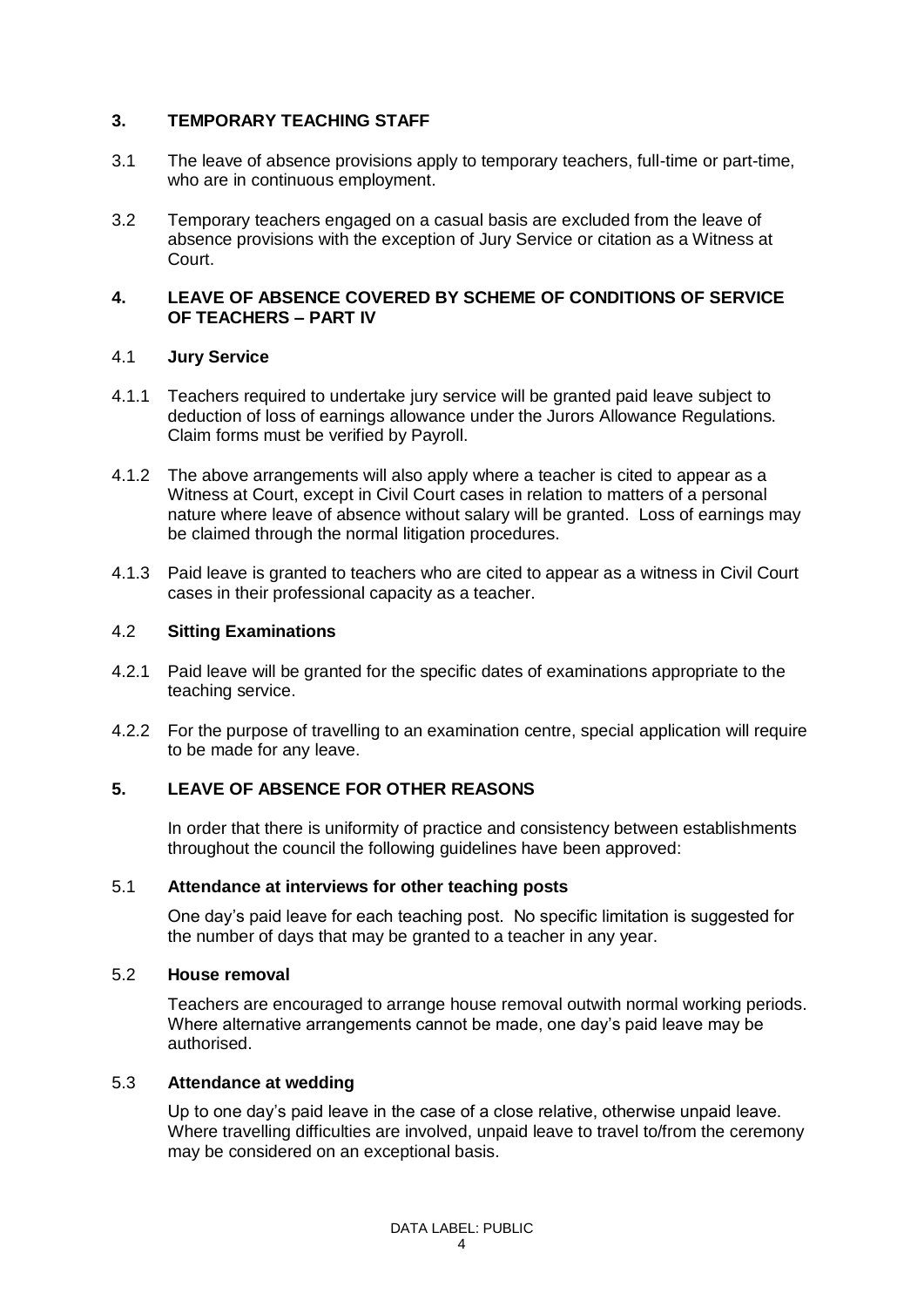## 3. TEMPORARY TEACHING STAFF

3.1 The leave of absence provisions apply to temporary teachers, full-time or part-time, who are in continuous employment.

3.2 Temporary teachers engaged on a casual basis are excluded from the leave of absence provisions with the exception of Jury Service or citation as a Witness at Court.

## 4. LEAVE OF ABSENCE COVERED BY SCHEME OF CONDITIONS OF SERVICE OF TEACHERS – PART IV

### 4.1 Jury Service

4.1.1 Teachers required to undertake jury service will be granted paid leave subject to deduction of loss of earnings allowance under the Jurors Allowance Regulations. Claim forms must be verified by Payroll.

4.1.2 The above arrangements will also apply where a teacher is cited to appear as a Witness at Court, except in Civil Court cases in relation to matters of a personal nature where leave of absence without salary will be granted. Loss of earnings may be claimed through the normal litigation procedures.

4.1.3 Paid leave is granted to teachers who are cited to appear as a witness in Civil Court cases in their professional capacity as a teacher.

### 4.2 Sitting Examinations

4.2.1 Paid leave will be granted for the specific dates of examinations appropriate to the teaching service.

4.2.2 For the purpose of travelling to an examination centre, special application will require to be made for any leave.

## 5. LEAVE OF ABSENCE FOR OTHER REASONS

In order that there is uniformity of practice and consistency between establishments throughout the council the following guidelines have been approved:

### 5.1 Attendance at interviews for other teaching posts

One day's paid leave for each teaching post. No specific limitation is suggested for the number of days that may be granted to a teacher in any year.

### 5.2 House removal

Teachers are encouraged to arrange house removal outwith normal working periods. Where alternative arrangements cannot be made, one day's paid leave may be authorised.

### 5.3 Attendance at wedding

Up to one day's paid leave in the case of a close relative, otherwise unpaid leave. Where travelling difficulties are involved, unpaid leave to travel to/from the ceremony may be considered on an exceptional basis.

DATA LABEL: PUBLIC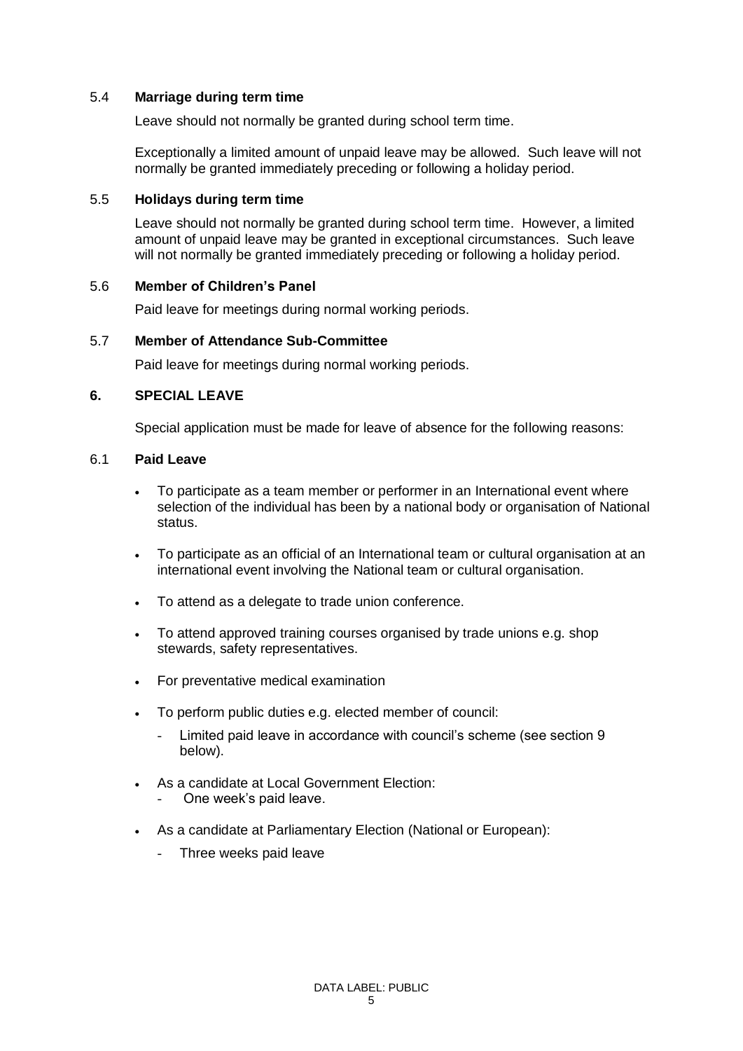### 5.4 **Marriage during term time**

Leave should not normally be granted during school term time.

Exceptionally a limited amount of unpaid leave may be allowed. Such leave will not normally be granted immediately preceding or following a holiday period.

### 5.5 **Holidays during term time**

Leave should not normally be granted during school term time. However, a limited amount of unpaid leave may be granted in exceptional circumstances. Such leave will not normally be granted immediately preceding or following a holiday period.

### 5.6 **Member of Children's Panel**

Paid leave for meetings during normal working periods.

### 5.7 **Member of Attendance Sub-Committee**

Paid leave for meetings during normal working periods.

## 6. **SPECIAL LEAVE**

Special application must be made for leave of absence for the following reasons:

### 6.1 **Paid Leave**

- To participate as a team member or performer in an International event where selection of the individual has been by a national body or organisation of National status.
- To participate as an official of an International team or cultural organisation at an international event involving the National team or cultural organisation.
- To attend as a delegate to trade union conference.
- To attend approved training courses organised by trade unions e.g. shop stewards, safety representatives.
- For preventative medical examination
- To perform public duties e.g. elected member of council:
  - Limited paid leave in accordance with council's scheme (see section 9 below).
- As a candidate at Local Government Election:
  - One week's paid leave.
- As a candidate at Parliamentary Election (National or European):
  - Three weeks paid leave

DATA LABEL: PUBLIC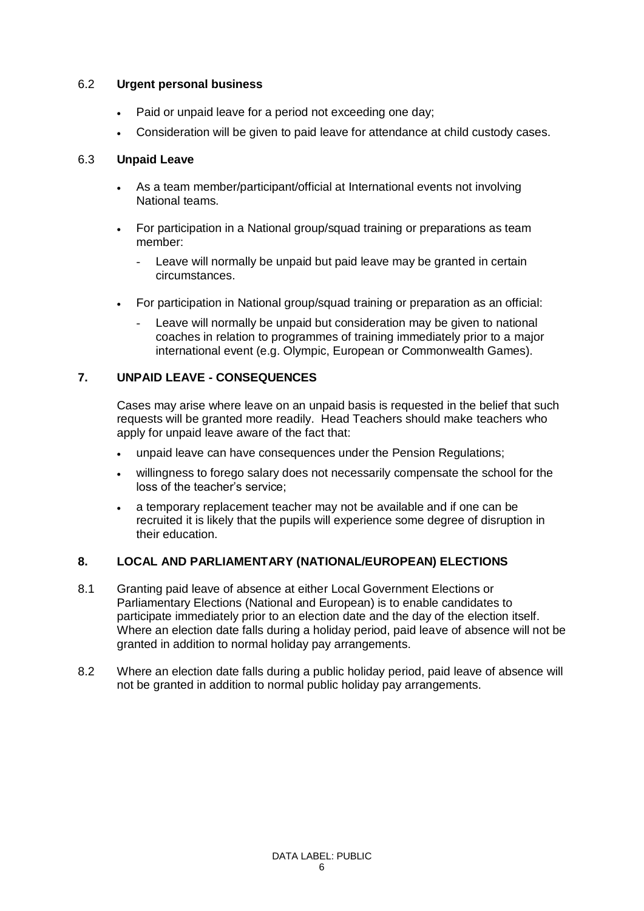### 6.2 **Urgent personal business**

- Paid or unpaid leave for a period not exceeding one day;
- Consideration will be given to paid leave for attendance at child custody cases.

### 6.3 **Unpaid Leave**

- As a team member/participant/official at International events not involving National teams.
- For participation in a National group/squad training or preparations as team member:
  - Leave will normally be unpaid but paid leave may be granted in certain circumstances.
- For participation in National group/squad training or preparation as an official:
  - Leave will normally be unpaid but consideration may be given to national coaches in relation to programmes of training immediately prior to a major international event (e.g. Olympic, European or Commonwealth Games).

## 7. UNPAID LEAVE - CONSEQUENCES

Cases may arise where leave on an unpaid basis is requested in the belief that such requests will be granted more readily. Head Teachers should make teachers who apply for unpaid leave aware of the fact that:

- unpaid leave can have consequences under the Pension Regulations;
- willingness to forego salary does not necessarily compensate the school for the loss of the teacher's service;
- a temporary replacement teacher may not be available and if one can be recruited it is likely that the pupils will experience some degree of disruption in their education.

## 8. LOCAL AND PARLIAMENTARY (NATIONAL/EUROPEAN) ELECTIONS

8.1 Granting paid leave of absence at either Local Government Elections or Parliamentary Elections (National and European) is to enable candidates to participate immediately prior to an election date and the day of the election itself. Where an election date falls during a holiday period, paid leave of absence will not be granted in addition to normal holiday pay arrangements.

8.2 Where an election date falls during a public holiday period, paid leave of absence will not be granted in addition to normal public holiday pay arrangements.

DATA LABEL: PUBLIC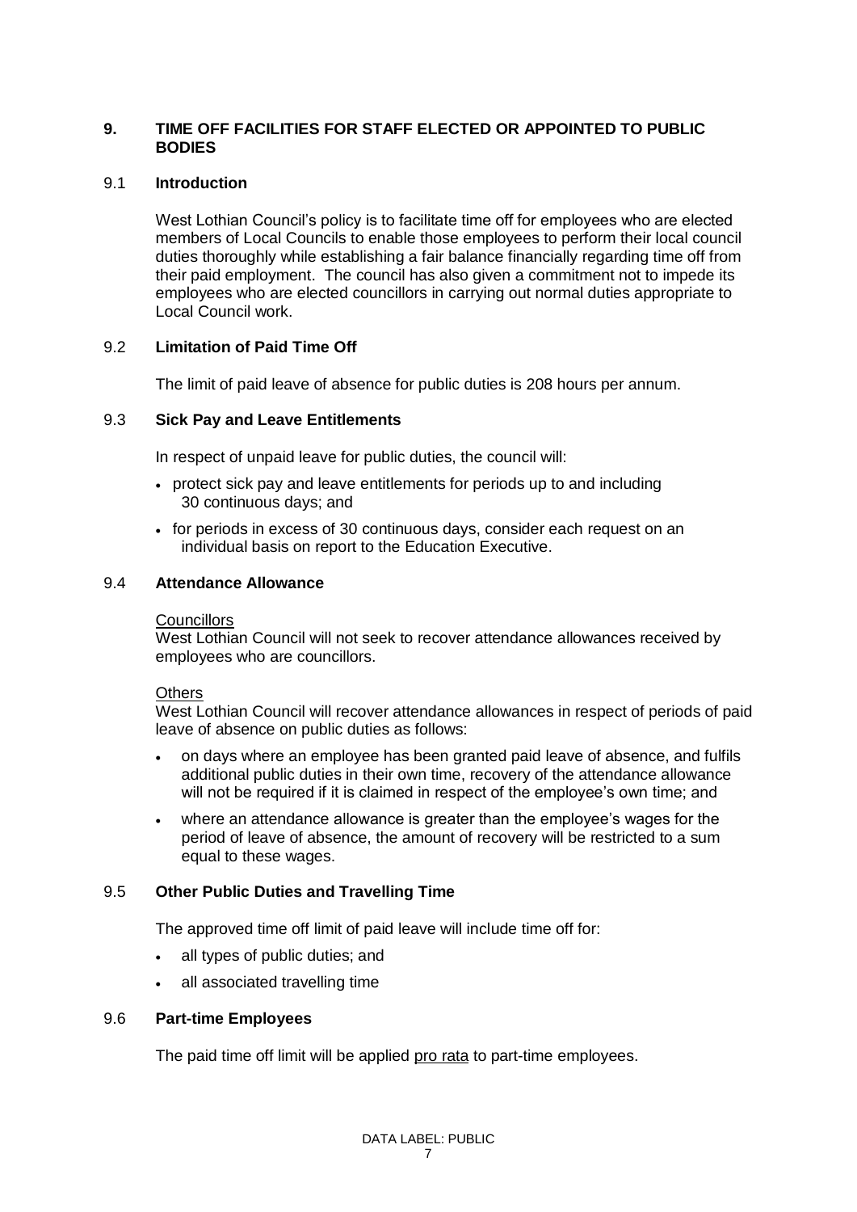## 9. TIME OFF FACILITIES FOR STAFF ELECTED OR APPOINTED TO PUBLIC BODIES

### 9.1 Introduction

West Lothian Council's policy is to facilitate time off for employees who are elected members of Local Councils to enable those employees to perform their local council duties thoroughly while establishing a fair balance financially regarding time off from their paid employment. The council has also given a commitment not to impede its employees who are elected councillors in carrying out normal duties appropriate to Local Council work.

### 9.2 Limitation of Paid Time Off

The limit of paid leave of absence for public duties is 208 hours per annum.

### 9.3 Sick Pay and Leave Entitlements

In respect of unpaid leave for public duties, the council will:

- protect sick pay and leave entitlements for periods up to and including 30 continuous days; and
- for periods in excess of 30 continuous days, consider each request on an individual basis on report to the Education Executive.

### 9.4 Attendance Allowance

Councillors

West Lothian Council will not seek to recover attendance allowances received by employees who are councillors.

Others

West Lothian Council will recover attendance allowances in respect of periods of paid leave of absence on public duties as follows:

- on days where an employee has been granted paid leave of absence, and fulfils additional public duties in their own time, recovery of the attendance allowance will not be required if it is claimed in respect of the employee's own time; and
- where an attendance allowance is greater than the employee's wages for the period of leave of absence, the amount of recovery will be restricted to a sum equal to these wages.

### 9.5 Other Public Duties and Travelling Time

The approved time off limit of paid leave will include time off for:

- all types of public duties; and
- all associated travelling time

### 9.6 Part-time Employees

The paid time off limit will be applied pro rata to part-time employees.

DATA LABEL: PUBLIC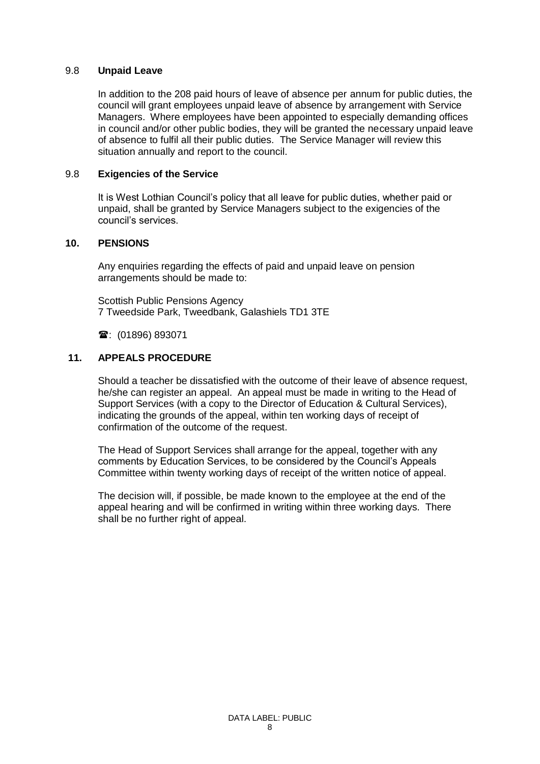### 9.8 **Unpaid Leave**

In addition to the 208 paid hours of leave of absence per annum for public duties, the council will grant employees unpaid leave of absence by arrangement with Service Managers. Where employees have been appointed to especially demanding offices in council and/or other public bodies, they will be granted the necessary unpaid leave of absence to fulfil all their public duties. The Service Manager will review this situation annually and report to the council.

### 9.8 **Exigencies of the Service**

It is West Lothian Council's policy that all leave for public duties, whether paid or unpaid, shall be granted by Service Managers subject to the exigencies of the council's services.

## 10. PENSIONS

Any enquiries regarding the effects of paid and unpaid leave on pension arrangements should be made to:

Scottish Public Pensions Agency
7 Tweedside Park, Tweedbank, Galashiels TD1 3TE

☎: (01896) 893071

## 11. APPEALS PROCEDURE

Should a teacher be dissatisfied with the outcome of their leave of absence request, he/she can register an appeal. An appeal must be made in writing to the Head of Support Services (with a copy to the Director of Education & Cultural Services), indicating the grounds of the appeal, within ten working days of receipt of confirmation of the outcome of the request.

The Head of Support Services shall arrange for the appeal, together with any comments by Education Services, to be considered by the Council's Appeals Committee within twenty working days of receipt of the written notice of appeal.

The decision will, if possible, be made known to the employee at the end of the appeal hearing and will be confirmed in writing within three working days. There shall be no further right of appeal.

DATA LABEL: PUBLIC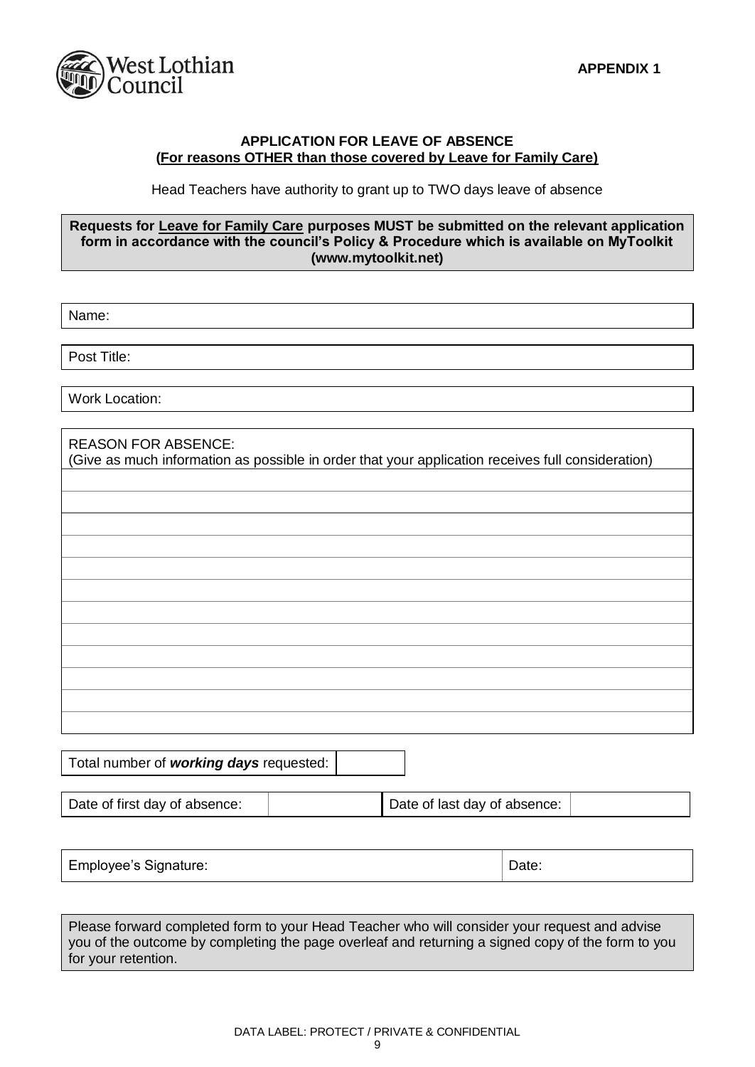West Lothian Council

**APPENDIX 1**

**APPLICATION FOR LEAVE OF ABSENCE**
**(For reasons OTHER than those covered by Leave for Family Care)**

Head Teachers have authority to grant up to TWO days leave of absence

**Requests for Leave for Family Care purposes MUST be submitted on the relevant application form in accordance with the council's Policy & Procedure which is available on MyToolkit (www.mytoolkit.net)**

Name:

Post Title:

Work Location:

REASON FOR ABSENCE:
(Give as much information as possible in order that your application receives full consideration)

| Total number of ***working days*** requested: | |
|---|---|

| Date of first day of absence: | | Date of last day of absence: | |
|---|---|---|---|

| Employee's Signature: | Date: |
|---|---|

Please forward completed form to your Head Teacher who will consider your request and advise you of the outcome by completing the page overleaf and returning a signed copy of the form to you for your retention.

DATA LABEL: PROTECT / PRIVATE & CONFIDENTIAL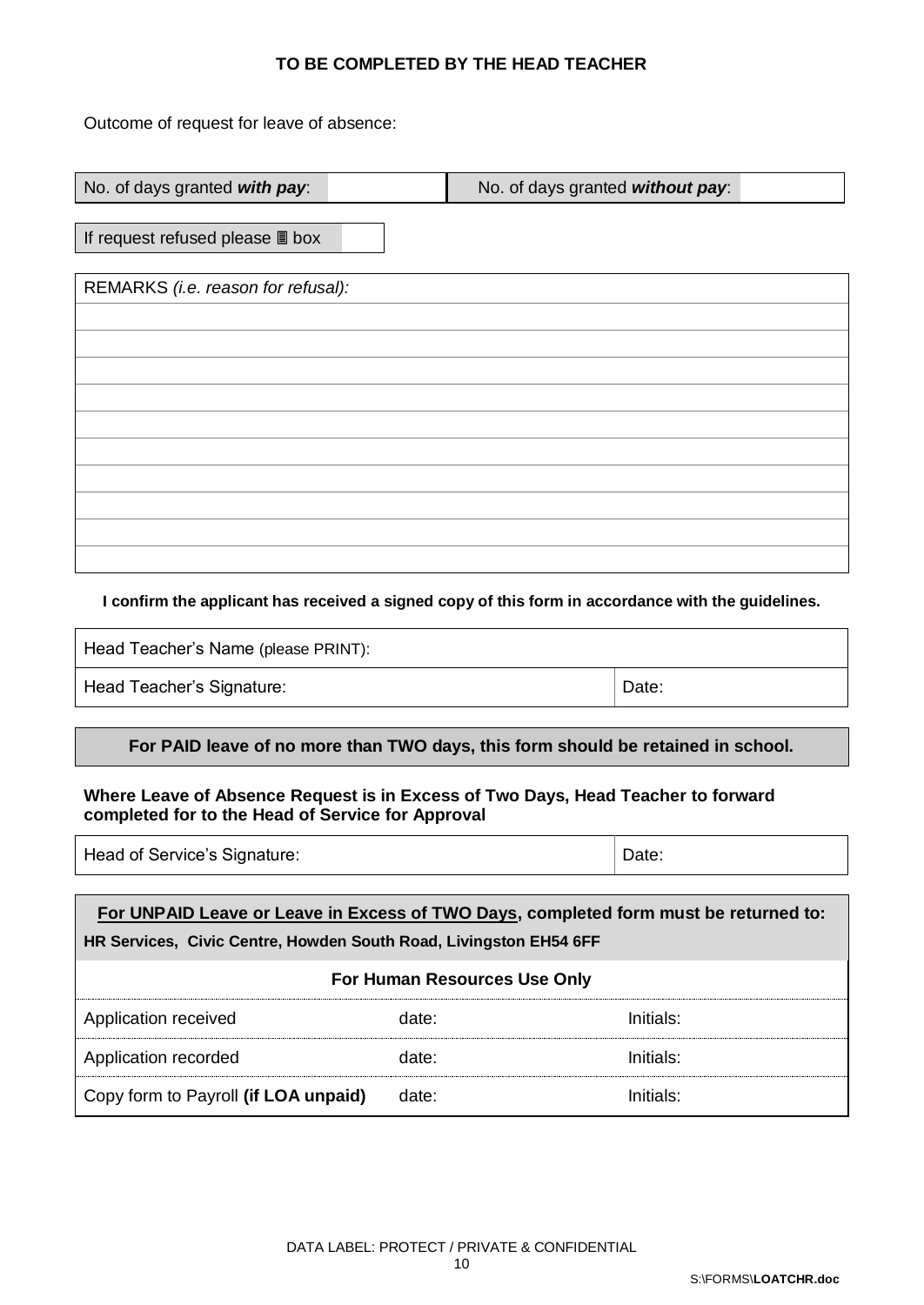**TO BE COMPLETED BY THE HEAD TEACHER**

Outcome of request for leave of absence:

| | | | |
|---|---|---|---|
| No. of days granted ***with pay***: | | No. of days granted ***without pay***: | |

| | |
|---|---|
| If request refused please ▦ box | |

| |
|---|
| REMARKS *(i.e. reason for refusal):* |
| |
| |
| |
| |
| |
| |
| |
| |
| |
| |

**I confirm the applicant has received a signed copy of this form in accordance with the guidelines.**

| | |
|---|---|
| Head Teacher's Name (please PRINT): | |
| Head Teacher's Signature: | Date: |

**For PAID leave of no more than TWO days, this form should be retained in school.**

**Where Leave of Absence Request is in Excess of Two Days, Head Teacher to forward completed for to the Head of Service for Approval**

| | |
|---|---|
| Head of Service's Signature: | Date: |

**For UNPAID Leave or Leave in Excess of TWO Days, completed form must be returned to:**

**HR Services, Civic Centre, Howden South Road, Livingston EH54 6FF**

| **For Human Resources Use Only** | | |
|---|---|---|
| Application received | date: | Initials: |
| Application recorded | date: | Initials: |
| Copy form to Payroll **(if LOA unpaid)** | date: | Initials: |

DATA LABEL: PROTECT / PRIVATE & CONFIDENTIAL

S:\FORMS\**LOATCHR.doc**